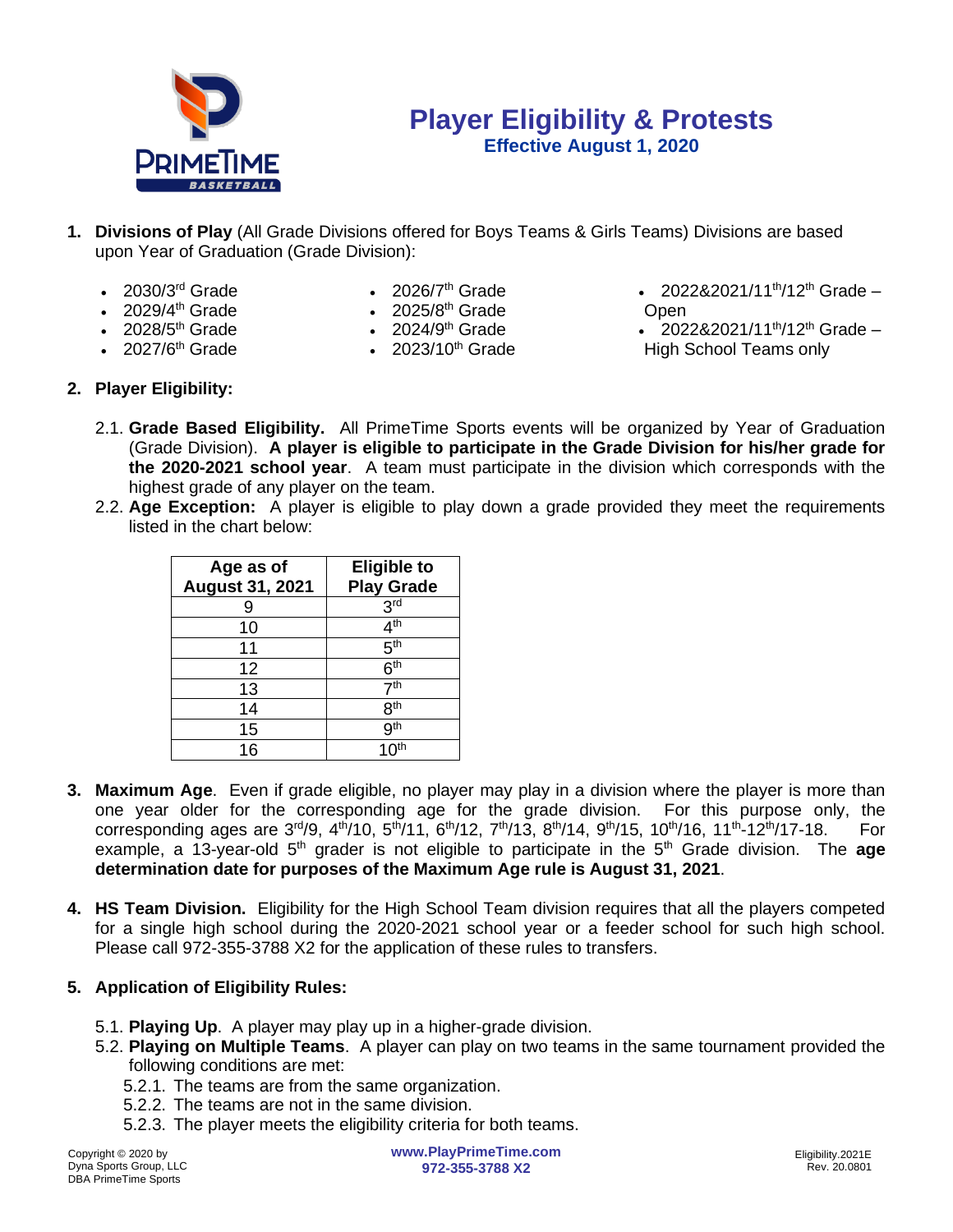# Player Eligibility & Protests

**Effective August 1, 2020**

1. **Divisions of Play** (All Grade Divisions offered for Boys Teams & Girls Teams) Divisions are based upon Year of Graduation (Grade Division):

   - 2030/3rd Grade
   - 2029/4th Grade
   - 2028/5th Grade
   - 2027/6th Grade
   - 2026/7th Grade
   - 2025/8th Grade
   - 2024/9th Grade
   - 2023/10th Grade
   - 2022&2021/11th/12th Grade – Open
   - 2022&2021/11th/12th Grade – High School Teams only

2. **Player Eligibility:**

   2.1. **Grade Based Eligibility.** All PrimeTime Sports events will be organized by Year of Graduation (Grade Division). **A player is eligible to participate in the Grade Division for his/her grade for the 2020-2021 school year**. A team must participate in the division which corresponds with the highest grade of any player on the team.

   2.2. **Age Exception:** A player is eligible to play down a grade provided they meet the requirements listed in the chart below:

| Age as of August 31, 2021 | Eligible to Play Grade |
|---|---|
| 9 | 3rd |
| 10 | 4th |
| 11 | 5th |
| 12 | 6th |
| 13 | 7th |
| 14 | 8th |
| 15 | 9th |
| 16 | 10th |

3. **Maximum Age**. Even if grade eligible, no player may play in a division where the player is more than one year older for the corresponding age for the grade division. For this purpose only, the corresponding ages are 3rd/9, 4th/10, 5th/11, 6th/12, 7th/13, 8th/14, 9th/15, 10th/16, 11th-12th/17-18. For example, a 13-year-old 5th grader is not eligible to participate in the 5th Grade division. The **age determination date for purposes of the Maximum Age rule is August 31, 2021**.

4. **HS Team Division.** Eligibility for the High School Team division requires that all the players competed for a single high school during the 2020-2021 school year or a feeder school for such high school. Please call 972-355-3788 X2 for the application of these rules to transfers.

5. **Application of Eligibility Rules:**

   5.1. **Playing Up**. A player may play up in a higher-grade division.

   5.2. **Playing on Multiple Teams**. A player can play on two teams in the same tournament provided the following conditions are met:

   5.2.1. The teams are from the same organization.

   5.2.2. The teams are not in the same division.

   5.2.3. The player meets the eligibility criteria for both teams.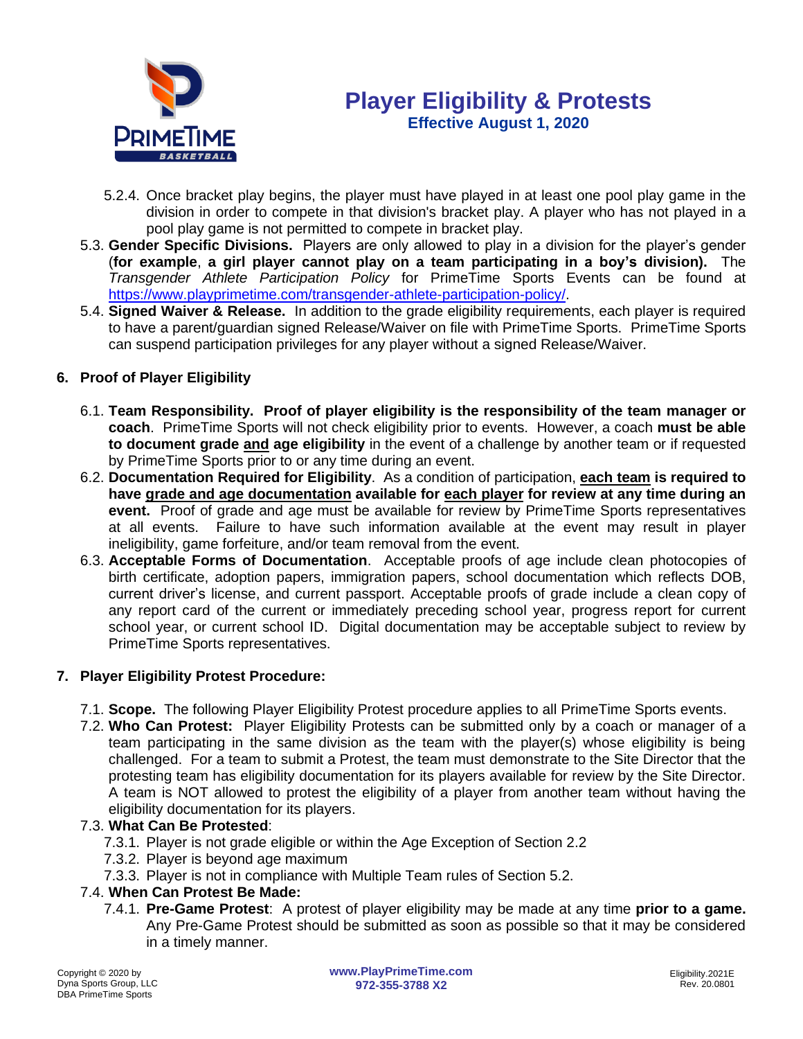5.2.4. Once bracket play begins, the player must have played in at least one pool play game in the division in order to compete in that division's bracket play. A player who has not played in a pool play game is not permitted to compete in bracket play.

5.3. **Gender Specific Divisions.** Players are only allowed to play in a division for the player's gender (**for example**, **a girl player cannot play on a team participating in a boy's division).** The *Transgender Athlete Participation Policy* for PrimeTime Sports Events can be found at https://www.playprimetime.com/transgender-athlete-participation-policy/.

5.4. **Signed Waiver & Release.** In addition to the grade eligibility requirements, each player is required to have a parent/guardian signed Release/Waiver on file with PrimeTime Sports. PrimeTime Sports can suspend participation privileges for any player without a signed Release/Waiver.

## 6. Proof of Player Eligibility

6.1. **Team Responsibility. Proof of player eligibility is the responsibility of the team manager or coach**. PrimeTime Sports will not check eligibility prior to events. However, a coach **must be able to document grade <u>and</u> age eligibility** in the event of a challenge by another team or if requested by PrimeTime Sports prior to or any time during an event.

6.2. **Documentation Required for Eligibility**. As a condition of participation, **<u>each team</u> is required to have <u>grade and age documentation</u> available for <u>each player</u> for review at any time during an event.** Proof of grade and age must be available for review by PrimeTime Sports representatives at all events. Failure to have such information available at the event may result in player ineligibility, game forfeiture, and/or team removal from the event.

6.3. **Acceptable Forms of Documentation**. Acceptable proofs of age include clean photocopies of birth certificate, adoption papers, immigration papers, school documentation which reflects DOB, current driver's license, and current passport. Acceptable proofs of grade include a clean copy of any report card of the current or immediately preceding school year, progress report for current school year, or current school ID. Digital documentation may be acceptable subject to review by PrimeTime Sports representatives.

## 7. Player Eligibility Protest Procedure:

7.1. **Scope.** The following Player Eligibility Protest procedure applies to all PrimeTime Sports events.

7.2. **Who Can Protest:** Player Eligibility Protests can be submitted only by a coach or manager of a team participating in the same division as the team with the player(s) whose eligibility is being challenged. For a team to submit a Protest, the team must demonstrate to the Site Director that the protesting team has eligibility documentation for its players available for review by the Site Director. A team is NOT allowed to protest the eligibility of a player from another team without having the eligibility documentation for its players.

7.3. **What Can Be Protested**:

7.3.1. Player is not grade eligible or within the Age Exception of Section 2.2

7.3.2. Player is beyond age maximum

7.3.3. Player is not in compliance with Multiple Team rules of Section 5.2.

7.4. **When Can Protest Be Made:**

7.4.1. **Pre-Game Protest**: A protest of player eligibility may be made at any time **prior to a game.** Any Pre-Game Protest should be submitted as soon as possible so that it may be considered in a timely manner.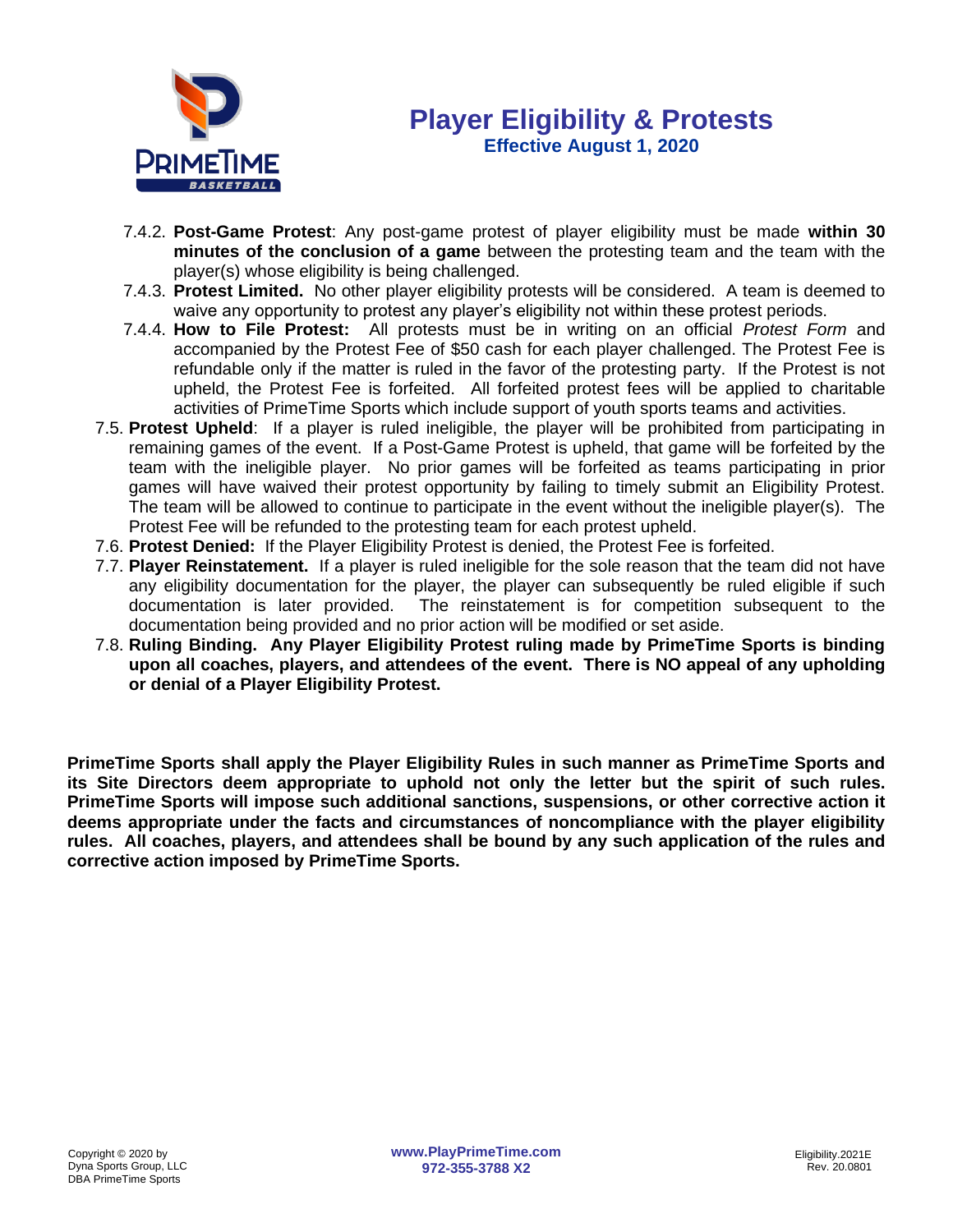# Player Eligibility & Protests

**Effective August 1, 2020**

- 7.4.2. **Post-Game Protest**: Any post-game protest of player eligibility must be made **within 30 minutes of the conclusion of a game** between the protesting team and the team with the player(s) whose eligibility is being challenged.
- 7.4.3. **Protest Limited.** No other player eligibility protests will be considered. A team is deemed to waive any opportunity to protest any player's eligibility not within these protest periods.
- 7.4.4. **How to File Protest:** All protests must be in writing on an official *Protest Form* and accompanied by the Protest Fee of $50 cash for each player challenged. The Protest Fee is refundable only if the matter is ruled in the favor of the protesting party. If the Protest is not upheld, the Protest Fee is forfeited. All forfeited protest fees will be applied to charitable activities of PrimeTime Sports which include support of youth sports teams and activities.

7.5. **Protest Upheld**: If a player is ruled ineligible, the player will be prohibited from participating in remaining games of the event. If a Post-Game Protest is upheld, that game will be forfeited by the team with the ineligible player. No prior games will be forfeited as teams participating in prior games will have waived their protest opportunity by failing to timely submit an Eligibility Protest. The team will be allowed to continue to participate in the event without the ineligible player(s). The Protest Fee will be refunded to the protesting team for each protest upheld.

7.6. **Protest Denied:** If the Player Eligibility Protest is denied, the Protest Fee is forfeited.

7.7. **Player Reinstatement.** If a player is ruled ineligible for the sole reason that the team did not have any eligibility documentation for the player, the player can subsequently be ruled eligible if such documentation is later provided. The reinstatement is for competition subsequent to the documentation being provided and no prior action will be modified or set aside.

7.8. **Ruling Binding. Any Player Eligibility Protest ruling made by PrimeTime Sports is binding upon all coaches, players, and attendees of the event. There is NO appeal of any upholding or denial of a Player Eligibility Protest.**

**PrimeTime Sports shall apply the Player Eligibility Rules in such manner as PrimeTime Sports and its Site Directors deem appropriate to uphold not only the letter but the spirit of such rules. PrimeTime Sports will impose such additional sanctions, suspensions, or other corrective action it deems appropriate under the facts and circumstances of noncompliance with the player eligibility rules. All coaches, players, and attendees shall be bound by any such application of the rules and corrective action imposed by PrimeTime Sports.**